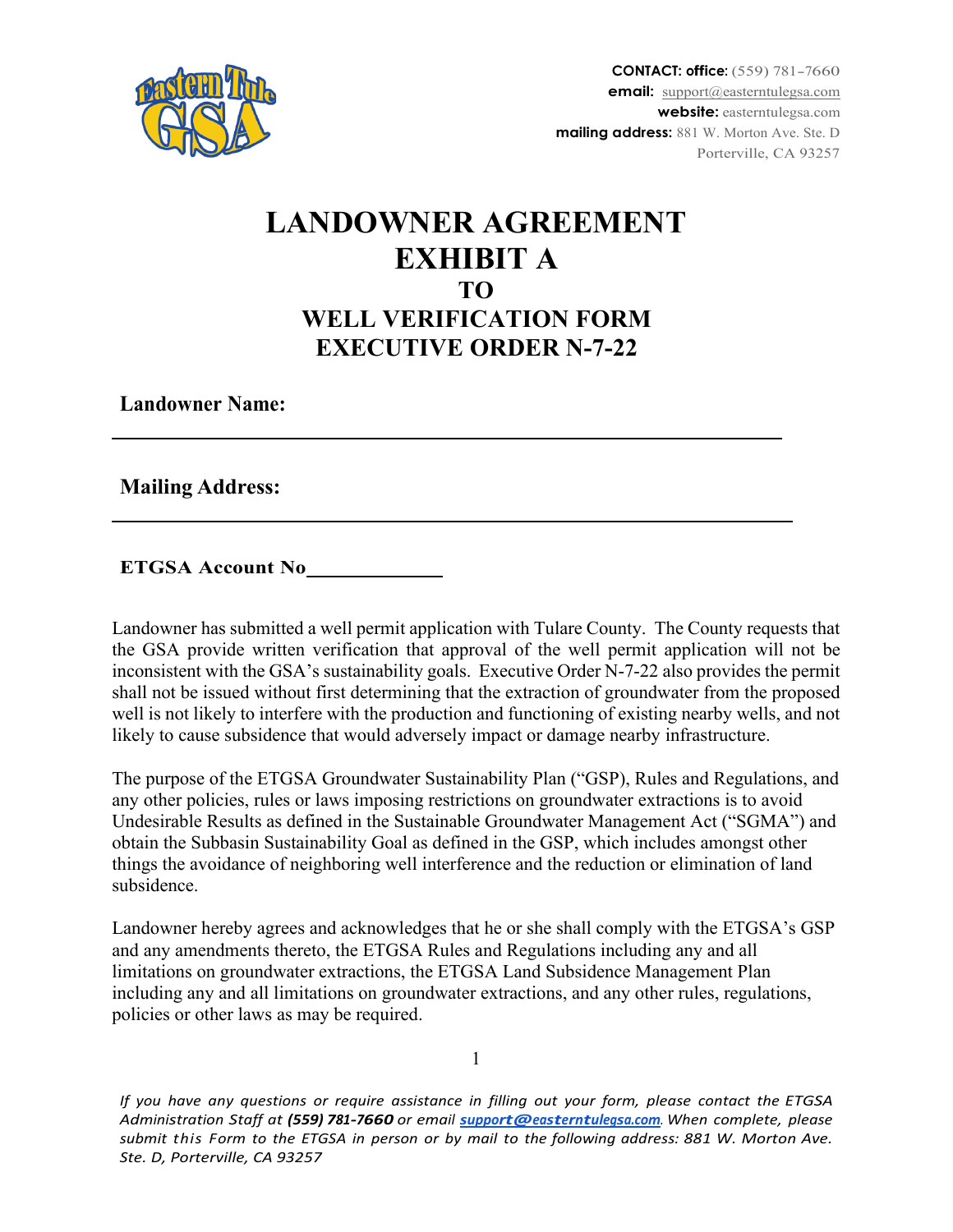**CONTACT: office:** (559) 781-7660
**email:** support@easterntulegsa.com
**website:** easterntulegsa.com
**mailing address:** 881 W. Morton Ave. Ste. D
Porterville, CA 93257

# LANDOWNER AGREEMENT
# EXHIBIT A
## TO
## WELL VERIFICATION FORM
## EXECUTIVE ORDER N-7-22

**Landowner Name:** ____________________________________________

**Mailing Address:** ____________________________________________

**ETGSA Account No**____________

Landowner has submitted a well permit application with Tulare County. The County requests that the GSA provide written verification that approval of the well permit application will not be inconsistent with the GSA's sustainability goals. Executive Order N-7-22 also provides the permit shall not be issued without first determining that the extraction of groundwater from the proposed well is not likely to interfere with the production and functioning of existing nearby wells, and not likely to cause subsidence that would adversely impact or damage nearby infrastructure.

The purpose of the ETGSA Groundwater Sustainability Plan ("GSP), Rules and Regulations, and any other policies, rules or laws imposing restrictions on groundwater extractions is to avoid Undesirable Results as defined in the Sustainable Groundwater Management Act ("SGMA") and obtain the Subbasin Sustainability Goal as defined in the GSP, which includes amongst other things the avoidance of neighboring well interference and the reduction or elimination of land subsidence.

Landowner hereby agrees and acknowledges that he or she shall comply with the ETGSA's GSP and any amendments thereto, the ETGSA Rules and Regulations including any and all limitations on groundwater extractions, the ETGSA Land Subsidence Management Plan including any and all limitations on groundwater extractions, and any other rules, regulations, policies or other laws as may be required.

*If you have any questions or require assistance in filling out your form, please contact the ETGSA Administration Staff at **(559) 781-7660** or email **support@easterntulegsa.com**. When complete, please submit this Form to the ETGSA in person or by mail to the following address: 881 W. Morton Ave. Ste. D, Porterville, CA 93257*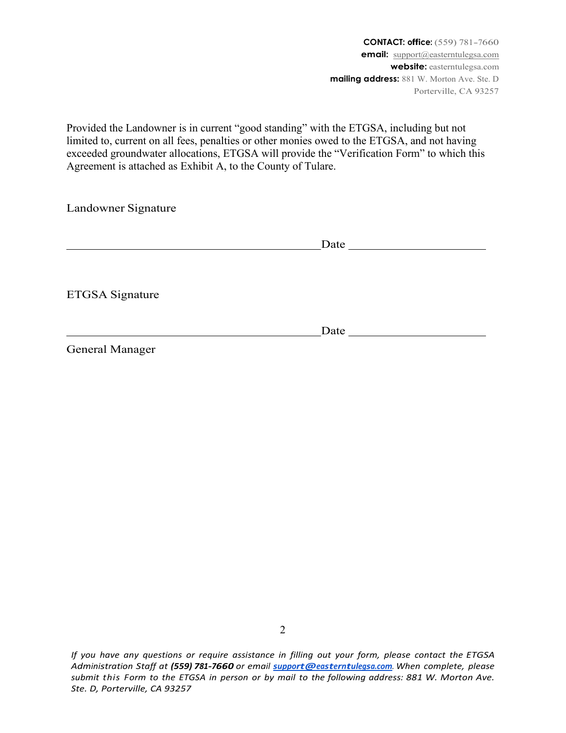**CONTACT: office:** (559) 781-7660
**email:** support@easterntulegsa.com
**website:** easterntulegsa.com
**mailing address:** 881 W. Morton Ave. Ste. D
Porterville, CA 93257

Provided the Landowner is in current "good standing" with the ETGSA, including but not limited to, current on all fees, penalties or other monies owed to the ETGSA, and not having exceeded groundwater allocations, ETGSA will provide the "Verification Form" to which this Agreement is attached as Exhibit A, to the County of Tulare.

Landowner Signature

\_\_\_\_\_\_\_\_\_\_\_\_\_\_\_\_\_\_\_\_\_\_\_\_\_\_\_\_\_\_\_\_\_\_\_\_\_\_\_\_ Date \_\_\_\_\_\_\_\_\_\_\_\_\_\_\_\_\_\_\_\_

ETGSA Signature

\_\_\_\_\_\_\_\_\_\_\_\_\_\_\_\_\_\_\_\_\_\_\_\_\_\_\_\_\_\_\_\_\_\_\_\_\_\_\_\_ Date \_\_\_\_\_\_\_\_\_\_\_\_\_\_\_\_\_\_\_\_

General Manager

*If you have any questions or require assistance in filling out your form, please contact the ETGSA Administration Staff at **(559) 781-7660** or email **support@easterntulegsa.com**. When complete, please submit this Form to the ETGSA in person or by mail to the following address: 881 W. Morton Ave. Ste. D, Porterville, CA 93257*